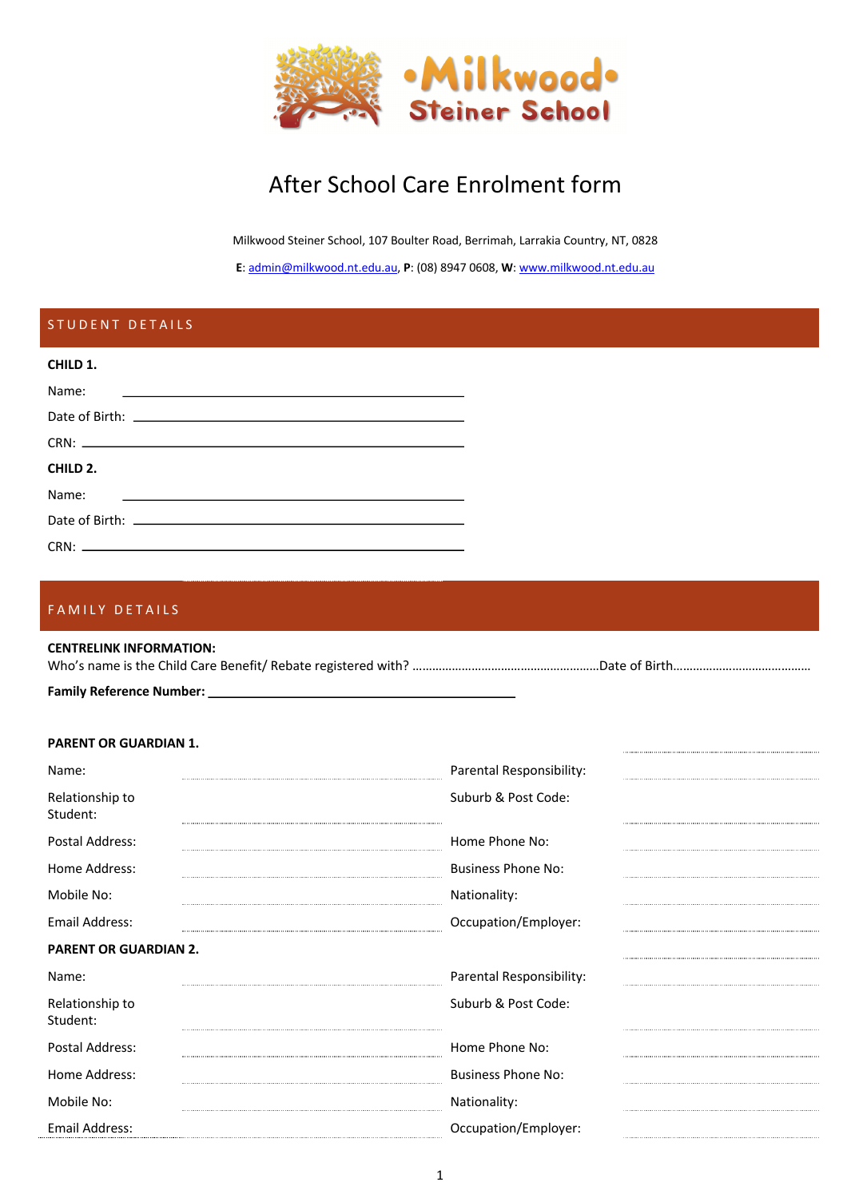# After School Care Enrolment form

Milkwood Steiner School, 107 Boulter Road, Berrimah, Larrakia Country, NT, 0828

**E**: admin@milkwood.nt.edu.au, **P**: (08) 8947 0608, **W**: www.milkwood.nt.edu.au

## STUDENT DETAILS

**CHILD 1.**

Name: ________________________________________

Date of Birth: ________________________________________

CRN: ________________________________________

**CHILD 2.**

Name: ________________________________________

Date of Birth: ________________________________________

CRN: ________________________________________

## FAMILY DETAILS

**CENTRELINK INFORMATION:**

Who's name is the Child Care Benefit/ Rebate registered with? ………………………………………………Date of Birth……………………………………

**Family Reference Number:** ________________________________________

**PARENT OR GUARDIAN 1.**

| | | | |
|---|---|---|---|
| Name: | | Parental Responsibility: | |
| Relationship to Student: | | Suburb & Post Code: | |
| Postal Address: | | Home Phone No: | |
| Home Address: | | Business Phone No: | |
| Mobile No: | | Nationality: | |
| Email Address: | | Occupation/Employer: | |

**PARENT OR GUARDIAN 2.**

| | | | |
|---|---|---|---|
| Name: | | Parental Responsibility: | |
| Relationship to Student: | | Suburb & Post Code: | |
| Postal Address: | | Home Phone No: | |
| Home Address: | | Business Phone No: | |
| Mobile No: | | Nationality: | |
| Email Address: | | Occupation/Employer: | |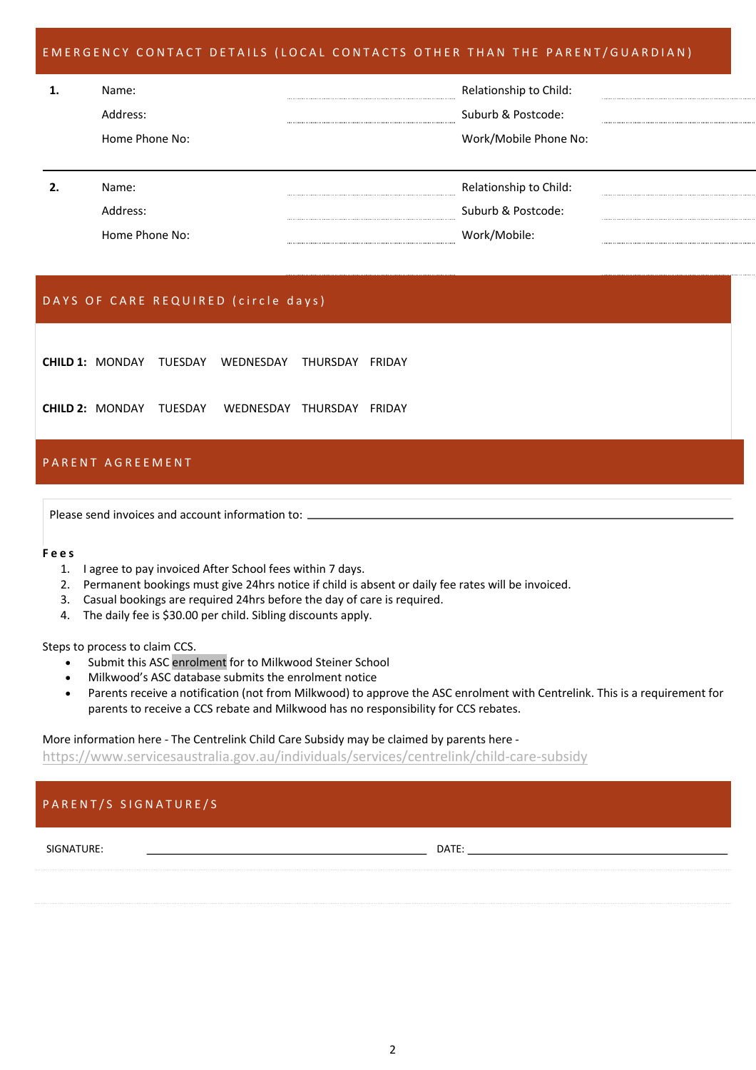## EMERGENCY CONTACT DETAILS (LOCAL CONTACTS OTHER THAN THE PARENT/GUARDIAN)

**1.** Name: Relationship to Child:

Address: Suburb & Postcode:

Home Phone No: Work/Mobile Phone No:

**2.** Name: Relationship to Child:

Address: Suburb & Postcode:

Home Phone No: Work/Mobile:

## DAYS OF CARE REQUIRED (circle days)

**CHILD 1:** MONDAY TUESDAY WEDNESDAY THURSDAY FRIDAY

**CHILD 2:** MONDAY TUESDAY WEDNESDAY THURSDAY FRIDAY

## PARENT AGREEMENT

Please send invoices and account information to: ______________________________

**Fees**

1. I agree to pay invoiced After School fees within 7 days.
2. Permanent bookings must give 24hrs notice if child is absent or daily fee rates will be invoiced.
3. Casual bookings are required 24hrs before the day of care is required.
4. The daily fee is $30.00 per child. Sibling discounts apply.

Steps to process to claim CCS.

- Submit this ASC enrolment for to Milkwood Steiner School
- Milkwood's ASC database submits the enrolment notice
- Parents receive a notification (not from Milkwood) to approve the ASC enrolment with Centrelink. This is a requirement for parents to receive a CCS rebate and Milkwood has no responsibility for CCS rebates.

More information here - The Centrelink Child Care Subsidy may be claimed by parents here - https://www.servicesaustralia.gov.au/individuals/services/centrelink/child-care-subsidy

## PARENT/S SIGNATURE/S

SIGNATURE: ______________________________ DATE: ______________________________